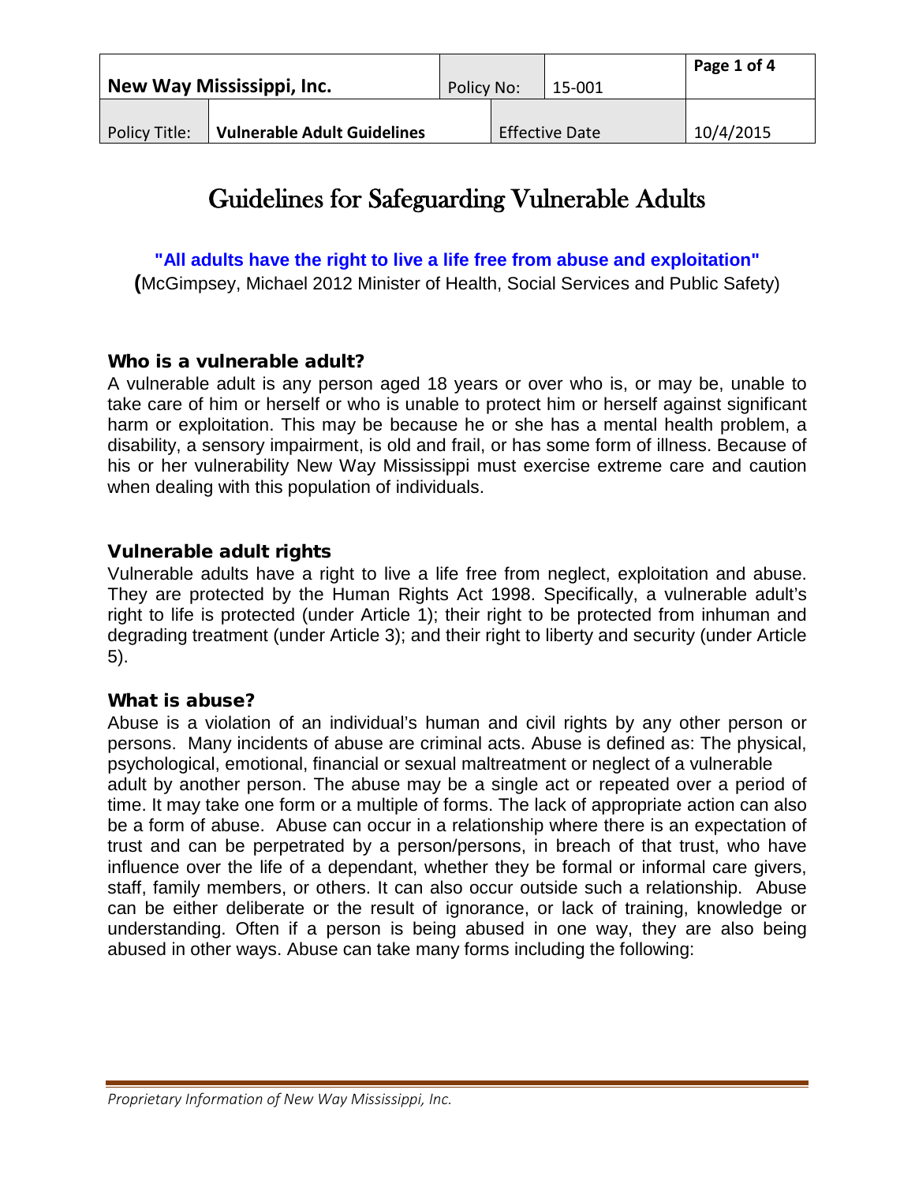| New Way Mississippi, Inc. | | Policy No: | 15-001 | Page 1 of 4 |
|---|---|---|---|---|
| Policy Title: | **Vulnerable Adult Guidelines** | Effective Date | | 10/4/2015 |

# Guidelines for Safeguarding Vulnerable Adults

**"All adults have the right to live a life free from abuse and exploitation"**
(McGimpsey, Michael 2012 Minister of Health, Social Services and Public Safety)

### Who is a vulnerable adult?

A vulnerable adult is any person aged 18 years or over who is, or may be, unable to take care of him or herself or who is unable to protect him or herself against significant harm or exploitation. This may be because he or she has a mental health problem, a disability, a sensory impairment, is old and frail, or has some form of illness. Because of his or her vulnerability New Way Mississippi must exercise extreme care and caution when dealing with this population of individuals.

### Vulnerable adult rights

Vulnerable adults have a right to live a life free from neglect, exploitation and abuse. They are protected by the Human Rights Act 1998. Specifically, a vulnerable adult's right to life is protected (under Article 1); their right to be protected from inhuman and degrading treatment (under Article 3); and their right to liberty and security (under Article 5).

### What is abuse?

Abuse is a violation of an individual's human and civil rights by any other person or persons. Many incidents of abuse are criminal acts. Abuse is defined as: The physical, psychological, emotional, financial or sexual maltreatment or neglect of a vulnerable adult by another person. The abuse may be a single act or repeated over a period of time. It may take one form or a multiple of forms. The lack of appropriate action can also be a form of abuse. Abuse can occur in a relationship where there is an expectation of trust and can be perpetrated by a person/persons, in breach of that trust, who have influence over the life of a dependant, whether they be formal or informal care givers, staff, family members, or others. It can also occur outside such a relationship. Abuse can be either deliberate or the result of ignorance, or lack of training, knowledge or understanding. Often if a person is being abused in one way, they are also being abused in other ways. Abuse can take many forms including the following:

*Proprietary Information of New Way Mississippi, Inc.*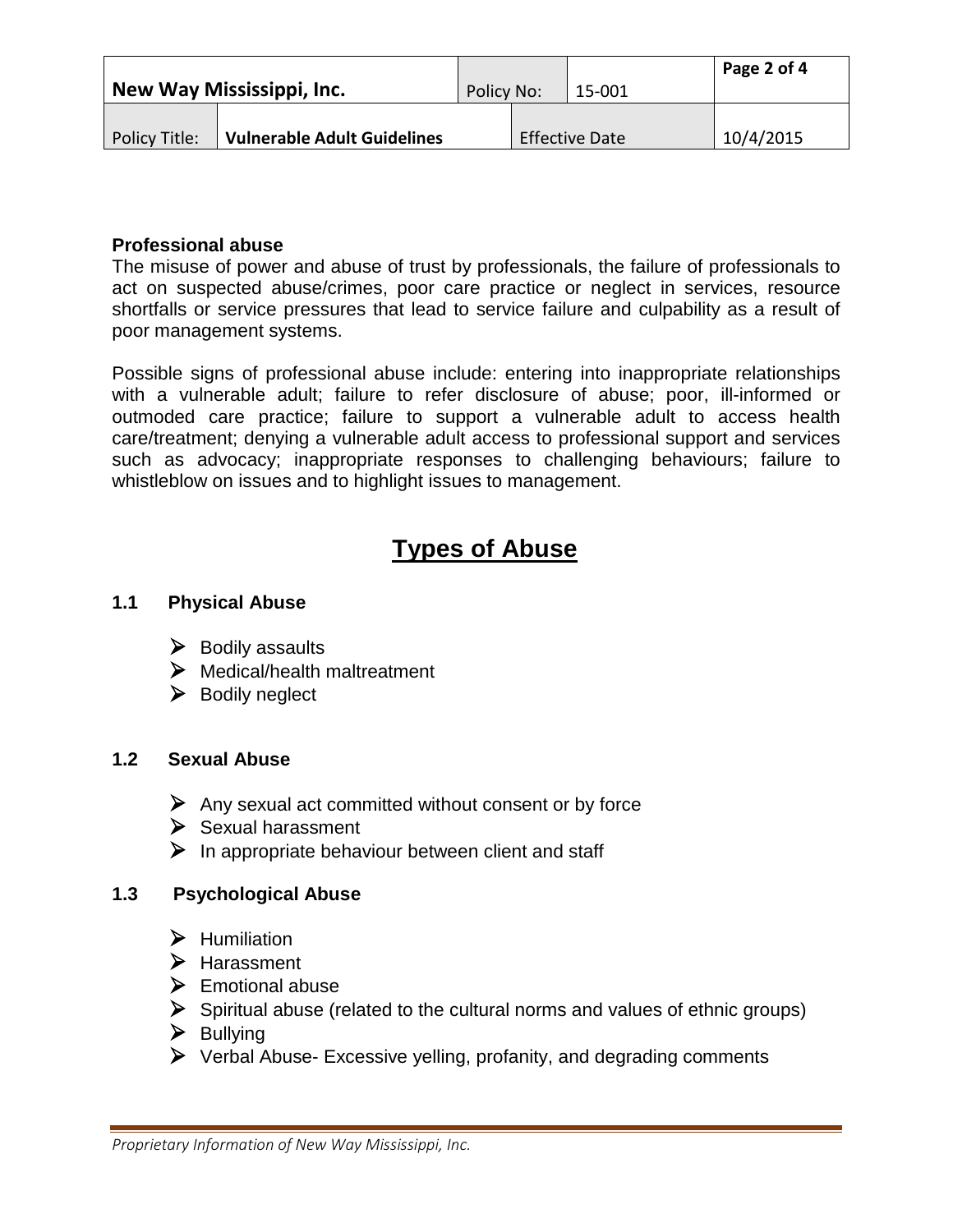**Professional abuse**

The misuse of power and abuse of trust by professionals, the failure of professionals to act on suspected abuse/crimes, poor care practice or neglect in services, resource shortfalls or service pressures that lead to service failure and culpability as a result of poor management systems.

Possible signs of professional abuse include: entering into inappropriate relationships with a vulnerable adult; failure to refer disclosure of abuse; poor, ill-informed or outmoded care practice; failure to support a vulnerable adult to access health care/treatment; denying a vulnerable adult access to professional support and services such as advocacy; inappropriate responses to challenging behaviours; failure to whistleblow on issues and to highlight issues to management.

# Types of Abuse

### 1.1 Physical Abuse

- Bodily assaults
- Medical/health maltreatment
- Bodily neglect

### 1.2 Sexual Abuse

- Any sexual act committed without consent or by force
- Sexual harassment
- In appropriate behaviour between client and staff

### 1.3 Psychological Abuse

- Humiliation
- Harassment
- Emotional abuse
- Spiritual abuse (related to the cultural norms and values of ethnic groups)
- Bullying
- Verbal Abuse- Excessive yelling, profanity, and degrading comments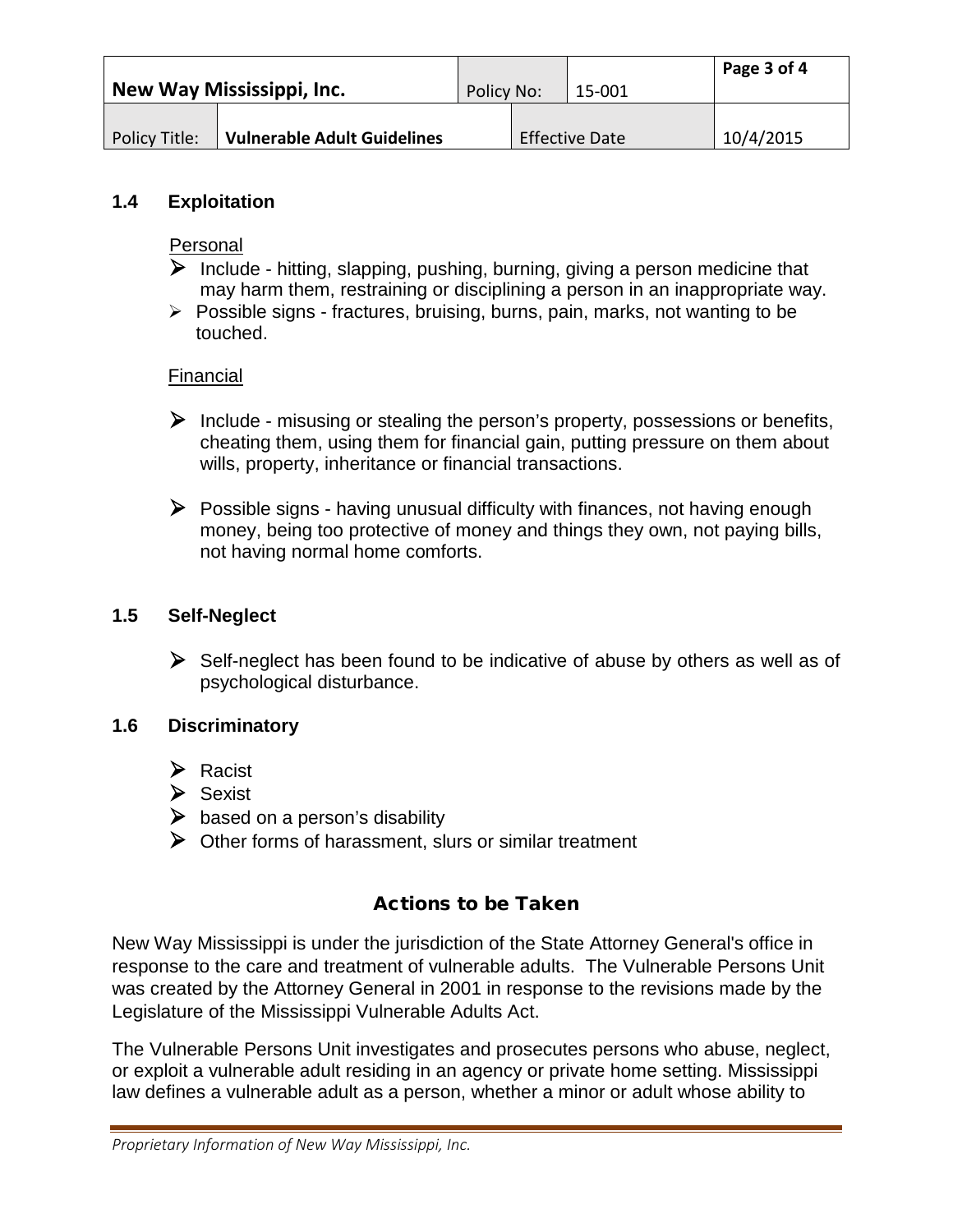## 1.4 Exploitation

Personal

- Include - hitting, slapping, pushing, burning, giving a person medicine that may harm them, restraining or disciplining a person in an inappropriate way.
- Possible signs - fractures, bruising, burns, pain, marks, not wanting to be touched.

Financial

- Include - misusing or stealing the person's property, possessions or benefits, cheating them, using them for financial gain, putting pressure on them about wills, property, inheritance or financial transactions.
- Possible signs - having unusual difficulty with finances, not having enough money, being too protective of money and things they own, not paying bills, not having normal home comforts.

## 1.5 Self-Neglect

- Self-neglect has been found to be indicative of abuse by others as well as of psychological disturbance.

## 1.6 Discriminatory

- Racist
- Sexist
- based on a person's disability
- Other forms of harassment, slurs or similar treatment

## Actions to be Taken

New Way Mississippi is under the jurisdiction of the State Attorney General's office in response to the care and treatment of vulnerable adults. The Vulnerable Persons Unit was created by the Attorney General in 2001 in response to the revisions made by the Legislature of the Mississippi Vulnerable Adults Act.

The Vulnerable Persons Unit investigates and prosecutes persons who abuse, neglect, or exploit a vulnerable adult residing in an agency or private home setting. Mississippi law defines a vulnerable adult as a person, whether a minor or adult whose ability to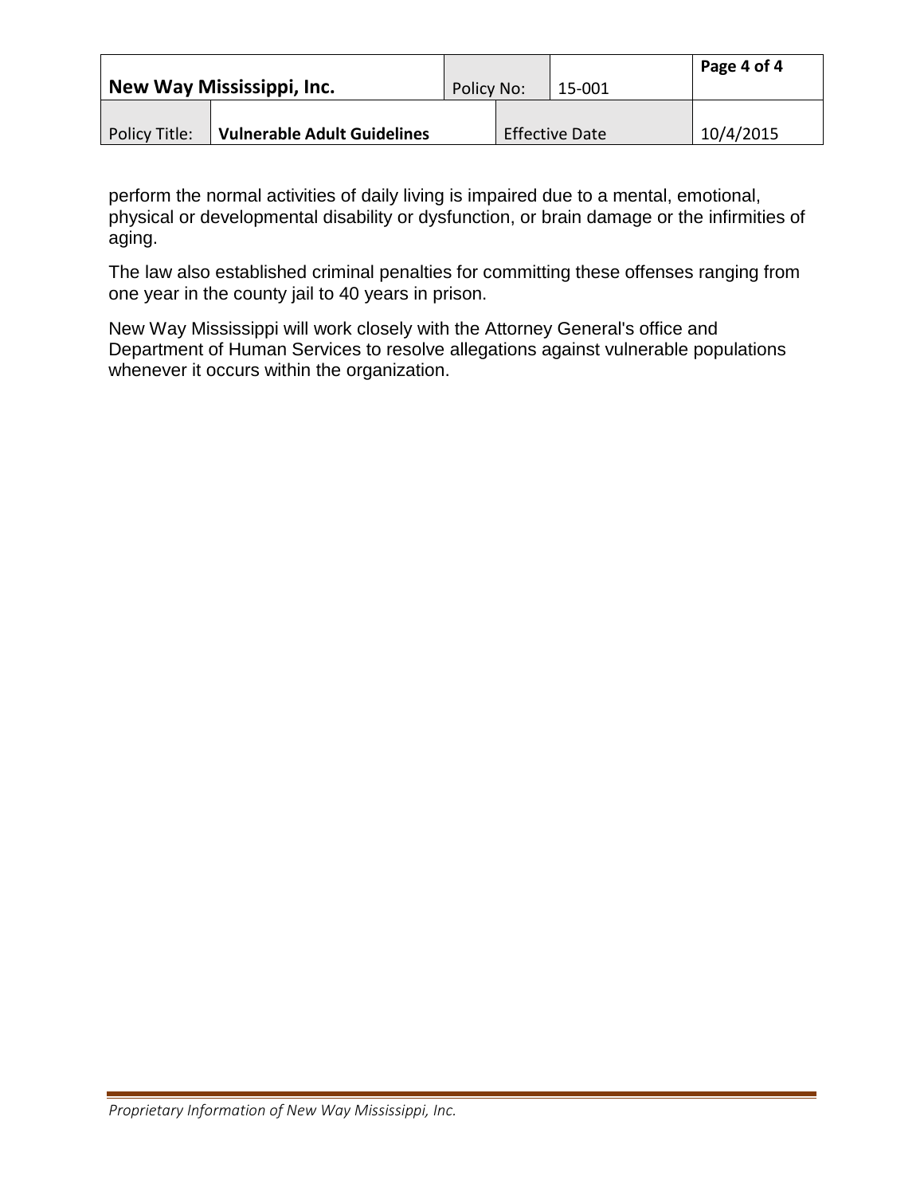perform the normal activities of daily living is impaired due to a mental, emotional, physical or developmental disability or dysfunction, or brain damage or the infirmities of aging.

The law also established criminal penalties for committing these offenses ranging from one year in the county jail to 40 years in prison.

New Way Mississippi will work closely with the Attorney General's office and Department of Human Services to resolve allegations against vulnerable populations whenever it occurs within the organization.